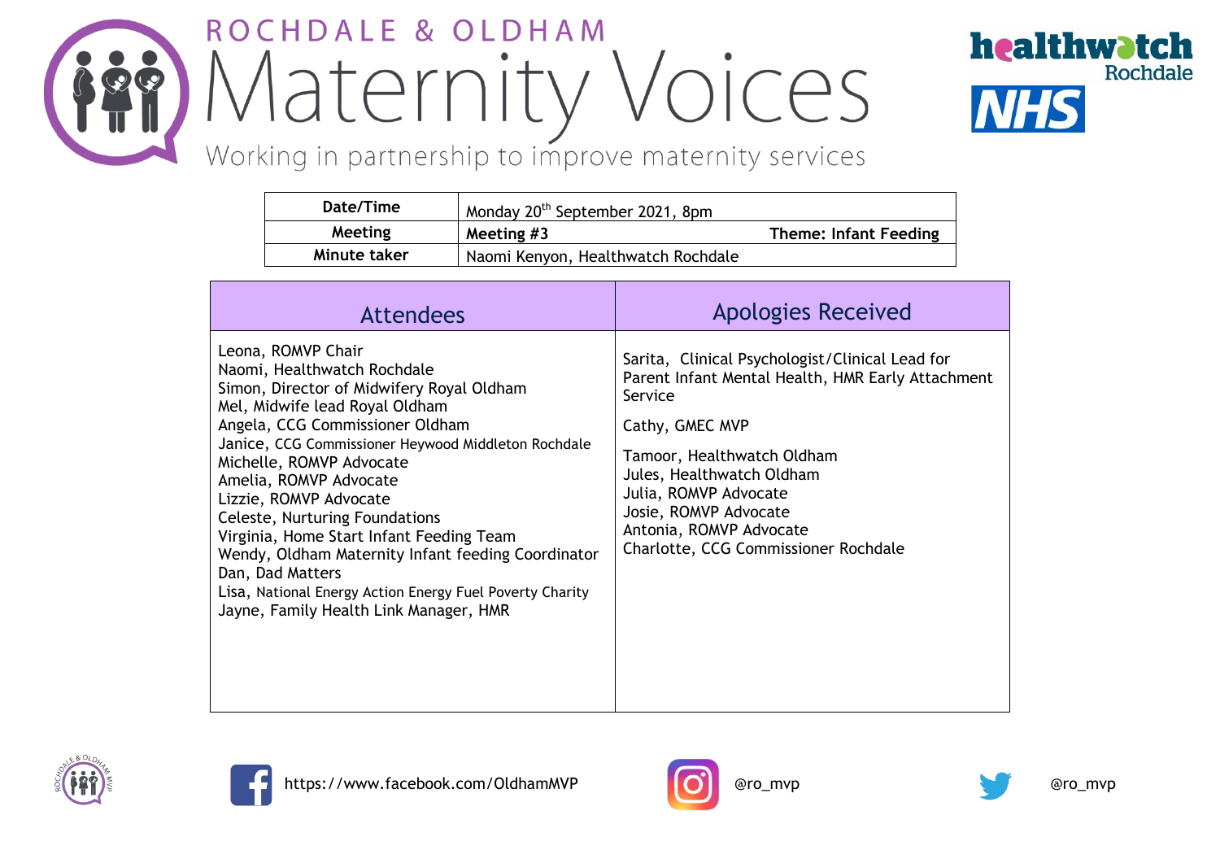# ROCHDALE & OLDHAM Maternity Voices

Working in partnership to improve maternity services

healthwatch Rochdale

NHS

| Date/Time | Monday 20th September 2021, 8pm | |
|---|---|---|
| Meeting | **Meeting #3** | **Theme: Infant Feeding** |
| Minute taker | Naomi Kenyon, Healthwatch Rochdale | |

| Attendees | Apologies Received |
|---|---|
| Leona, ROMVP Chair<br>Naomi, Healthwatch Rochdale<br>Simon, Director of Midwifery Royal Oldham<br>Mel, Midwife lead Royal Oldham<br>Angela, CCG Commissioner Oldham<br>Janice, CCG Commissioner Heywood Middleton Rochdale<br>Michelle, ROMVP Advocate<br>Amelia, ROMVP Advocate<br>Lizzie, ROMVP Advocate<br>Celeste, Nurturing Foundations<br>Virginia, Home Start Infant Feeding Team<br>Wendy, Oldham Maternity Infant feeding Coordinator<br>Dan, Dad Matters<br>Lisa, National Energy Action Energy Fuel Poverty Charity<br>Jayne, Family Health Link Manager, HMR | Sarita, Clinical Psychologist/Clinical Lead for Parent Infant Mental Health, HMR Early Attachment Service<br><br>Cathy, GMEC MVP<br><br>Tamoor, Healthwatch Oldham<br>Jules, Healthwatch Oldham<br>Julia, ROMVP Advocate<br>Josie, ROMVP Advocate<br>Antonia, ROMVP Advocate<br>Charlotte, CCG Commissioner Rochdale |

https://www.facebook.com/OldhamMVP

@ro_mvp

@ro_mvp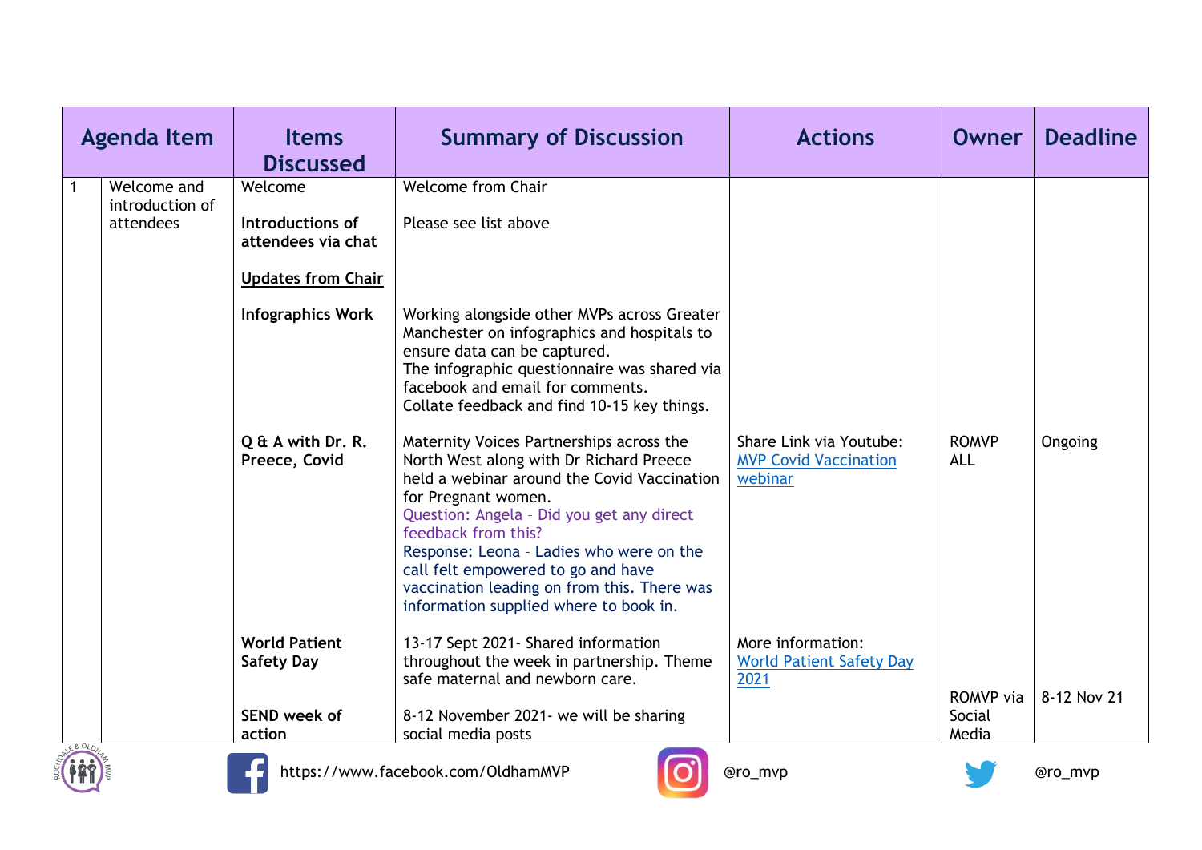| Agenda Item | | Items Discussed | Summary of Discussion | Actions | Owner | Deadline |
|---|---|---|---|---|---|---|
| 1 | Welcome and introduction of attendees | Welcome | Welcome from Chair | | | |
| | | **Introductions of attendees via chat** | Please see list above | | | |
| | | **Updates from Chair** | | | | |
| | | **Infographics Work** | Working alongside other MVPs across Greater Manchester on infographics and hospitals to ensure data can be captured.<br>The infographic questionnaire was shared via facebook and email for comments.<br>Collate feedback and find 10-15 key things. | | | |
| | | **Q & A with Dr. R. Preece, Covid** | Maternity Voices Partnerships across the North West along with Dr Richard Preece held a webinar around the Covid Vaccination for Pregnant women.<br>Question: Angela – Did you get any direct feedback from this?<br>Response: Leona – Ladies who were on the call felt empowered to go and have vaccination leading on from this. There was information supplied where to book in. | Share Link via Youtube: [MVP Covid Vaccination webinar] | ROMVP ALL | Ongoing |
| | | **World Patient Safety Day** | 13-17 Sept 2021- Shared information throughout the week in partnership. Theme safe maternal and newborn care. | More information: [World Patient Safety Day 2021] | | |
| | | **SEND week of action** | 8-12 November 2021- we will be sharing social media posts | | ROMVP via Social Media | 8-12 Nov 21 |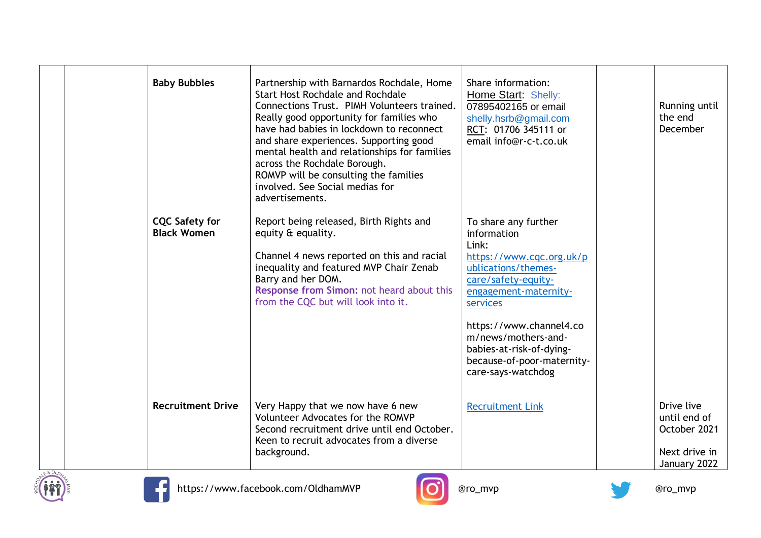|  |  |  |  |  |  |  |
|---|---|---|---|---|---|---|
|  |  | **Baby Bubbles** | Partnership with Barnardos Rochdale, Home Start Host Rochdale and Rochdale Connections Trust. PIMH Volunteers trained. Really good opportunity for families who have had babies in lockdown to reconnect and share experiences. Supporting good mental health and relationships for families across the Rochdale Borough.<br>ROMVP will be consulting the families involved. See Social medias for advertisements. | Share information:<br>Home Start: Shelly: 07895402165 or email shelly.hsrb@gmail.com<br>RCT: 01706 345111 or email info@r-c-t.co.uk |  | Running until the end December |
|  |  | **CQC Safety for Black Women** | Report being released, Birth Rights and equity & equality.<br><br>Channel 4 news reported on this and racial inequality and featured MVP Chair Zenab Barry and her DOM.<br>**Response from Simon:** not heard about this from the CQC but will look into it. | To share any further information<br>Link:<br>https://www.cqc.org.uk/publications/themes-care/safety-equity-engagement-maternity-services<br><br>https://www.channel4.co m/news/mothers-and-babies-at-risk-of-dying-because-of-poor-maternity-care-says-watchdog |  |  |
|  |  | **Recruitment Drive** | Very Happy that we now have 6 new Volunteer Advocates for the ROMVP<br>Second recruitment drive until end October.<br>Keen to recruit advocates from a diverse background. | Recruitment Link |  | Drive live until end of October 2021<br><br>Next drive in January 2022 |

https://www.facebook.com/OldhamMVP @ro_mvp @ro_mvp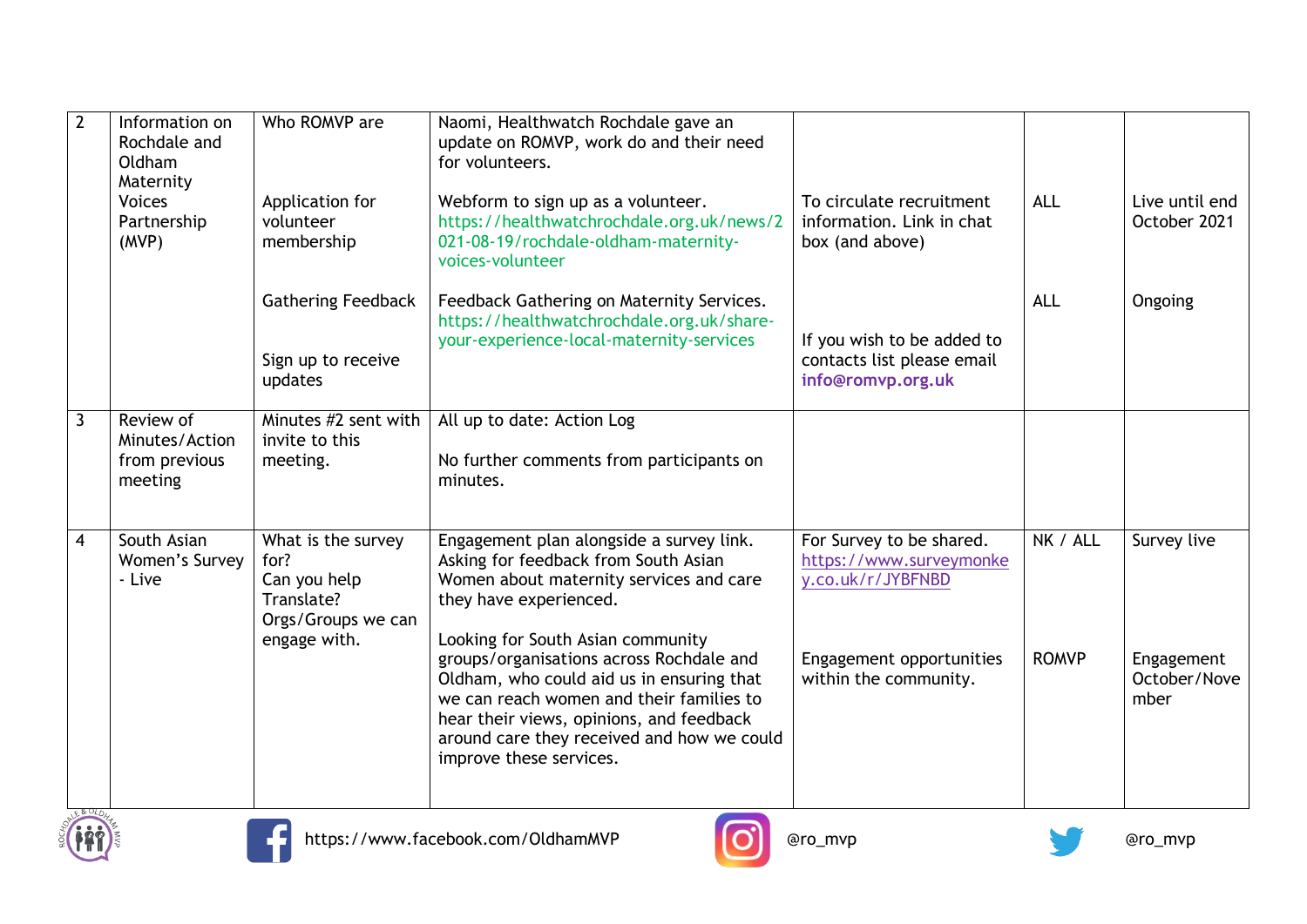| | | | | | | |
|---|---|---|---|---|---|---|
| 2 | Information on Rochdale and Oldham Maternity Voices Partnership (MVP) | Who ROMVP are<br><br>Application for volunteer membership<br><br>Gathering Feedback<br><br>Sign up to receive updates | Naomi, Healthwatch Rochdale gave an update on ROMVP, work do and their need for volunteers.<br><br>Webform to sign up as a volunteer. https://healthwatchrochdale.org.uk/news/2021-08-19/rochdale-oldham-maternity-voices-volunteer<br><br>Feedback Gathering on Maternity Services. https://healthwatchrochdale.org.uk/share-your-experience-local-maternity-services | To circulate recruitment information. Link in chat box (and above)<br><br>If you wish to be added to contacts list please email **info@romvp.org.uk** | ALL<br><br>ALL | Live until end October 2021<br><br>Ongoing |
| 3 | Review of Minutes/Action from previous meeting | Minutes #2 sent with invite to this meeting. | All up to date: Action Log<br><br>No further comments from participants on minutes. | | | |
| 4 | South Asian Women's Survey - Live | What is the survey for?<br>Can you help Translate?<br>Orgs/Groups we can engage with. | Engagement plan alongside a survey link. Asking for feedback from South Asian Women about maternity services and care they have experienced.<br><br>Looking for South Asian community groups/organisations across Rochdale and Oldham, who could aid us in ensuring that we can reach women and their families to hear their views, opinions, and feedback around care they received and how we could improve these services. | For Survey to be shared. https://www.surveymonkey.co.uk/r/JYBFNBD<br><br>Engagement opportunities within the community. | NK / ALL<br><br>ROMVP | Survey live<br><br>Engagement October/November |

https://www.facebook.com/OldhamMVP @ro_mvp @ro_mvp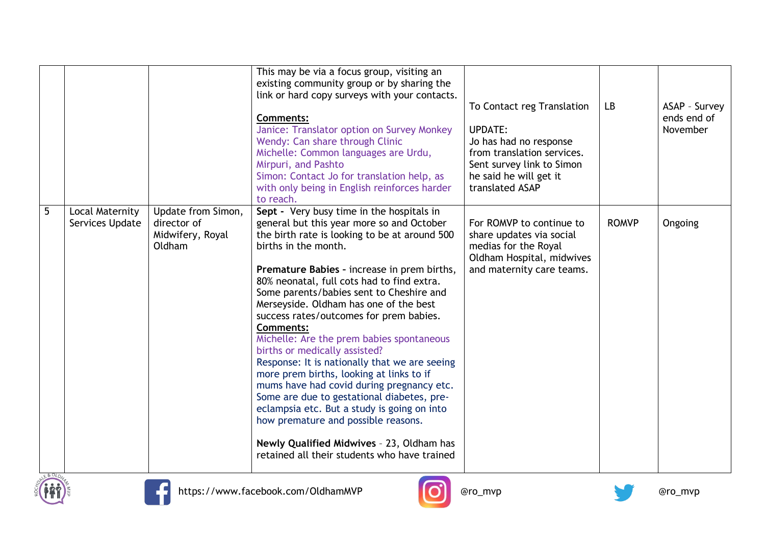| | | | | | | |
|---|---|---|---|---|---|---|
| | | | This may be via a focus group, visiting an existing community group or by sharing the link or hard copy surveys with your contacts.<br><br>**Comments:**<br>Janice: Translator option on Survey Monkey<br>Wendy: Can share through Clinic<br>Michelle: Common languages are Urdu, Mirpuri, and Pashto<br>Simon: Contact Jo for translation help, as with only being in English reinforces harder to reach. | To Contact reg Translation<br><br>UPDATE:<br>Jo has had no response from translation services. Sent survey link to Simon he said he will get it translated ASAP | LB | ASAP - Survey ends end of November |
| 5 | Local Maternity Services Update | Update from Simon, director of Midwifery, Royal Oldham | **Sept -** Very busy time in the hospitals in general but this year more so and October the birth rate is looking to be at around 500 births in the month.<br><br>**Premature Babies** - increase in prem births, 80% neonatal, full cots had to find extra. Some parents/babies sent to Cheshire and Merseyside. Oldham has one of the best success rates/outcomes for prem babies.<br>**Comments:**<br>Michelle: Are the prem babies spontaneous births or medically assisted?<br>Response: It is nationally that we are seeing more prem births, looking at links to if mums have had covid during pregnancy etc. Some are due to gestational diabetes, pre-eclampsia etc. But a study is going on into how premature and possible reasons.<br><br>**Newly Qualified Midwives** - 23, Oldham has retained all their students who have trained | For ROMVP to continue to share updates via social medias for the Royal Oldham Hospital, midwives and maternity care teams. | ROMVP | Ongoing |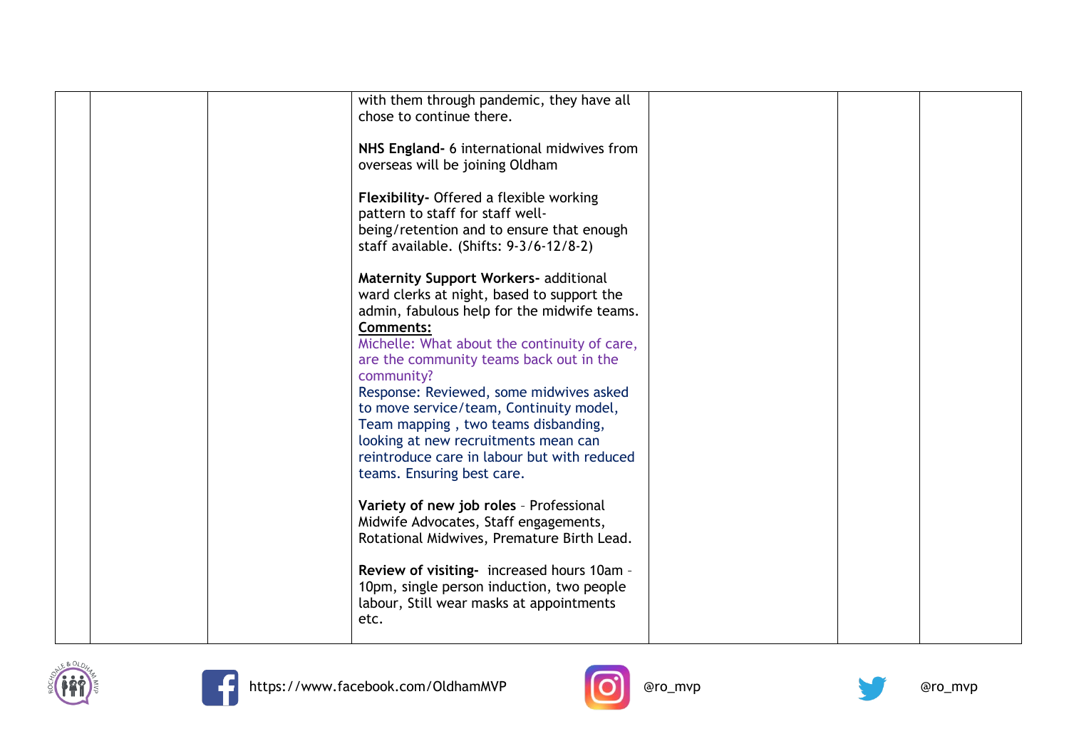|  |  |  | with them through pandemic, they have all chose to continue there.<br><br>**NHS England-** 6 international midwives from overseas will be joining Oldham<br><br>**Flexibility-** Offered a flexible working pattern to staff for staff well-being/retention and to ensure that enough staff available. (Shifts: 9-3/6-12/8-2)<br><br>**Maternity Support Workers-** additional ward clerks at night, based to support the admin, fabulous help for the midwife teams.<br>**Comments:**<br>Michelle: What about the continuity of care, are the community teams back out in the community?<br>Response: Reviewed, some midwives asked to move service/team, Continuity model, Team mapping , two teams disbanding, looking at new recruitments mean can reintroduce care in labour but with reduced teams. Ensuring best care.<br><br>**Variety of new job roles** – Professional Midwife Advocates, Staff engagements, Rotational Midwives, Premature Birth Lead.<br><br>**Review of visiting-** increased hours 10am – 10pm, single person induction, two people labour, Still wear masks at appointments etc. |  |  |  |
|---|---|---|---|---|---|---|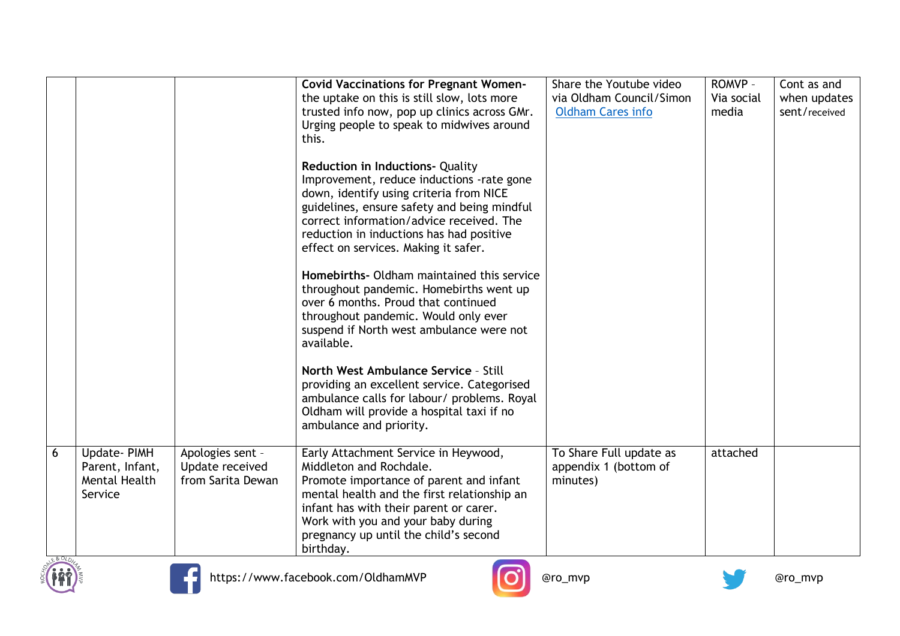| | | | | | | |
|---|---|---|---|---|---|---|
| | | | **Covid Vaccinations for Pregnant Women-** the uptake on this is still slow, lots more trusted info now, pop up clinics across GMr. Urging people to speak to midwives around this.<br><br>**Reduction in Inductions-** Quality Improvement, reduce inductions -rate gone down, identify using criteria from NICE guidelines, ensure safety and being mindful correct information/advice received. The reduction in inductions has had positive effect on services. Making it safer.<br><br>**Homebirths-** Oldham maintained this service throughout pandemic. Homebirths went up over 6 months. Proud that continued throughout pandemic. Would only ever suspend if North west ambulance were not available.<br><br>**North West Ambulance Service** – Still providing an excellent service. Categorised ambulance calls for labour/ problems. Royal Oldham will provide a hospital taxi if no ambulance and priority. | Share the Youtube video via Oldham Council/Simon Oldham Cares info | ROMVP – Via social media | Cont as and when updates sent/received |
| 6 | Update- PIMH Parent, Infant, Mental Health Service | Apologies sent – Update received from Sarita Dewan | Early Attachment Service in Heywood, Middleton and Rochdale.<br>Promote importance of parent and infant mental health and the first relationship an infant has with their parent or carer.<br>Work with you and your baby during pregnancy up until the child's second birthday. | To Share Full update as appendix 1 (bottom of minutes) | attached | |

https://www.facebook.com/OldhamMVP @ro_mvp @ro_mvp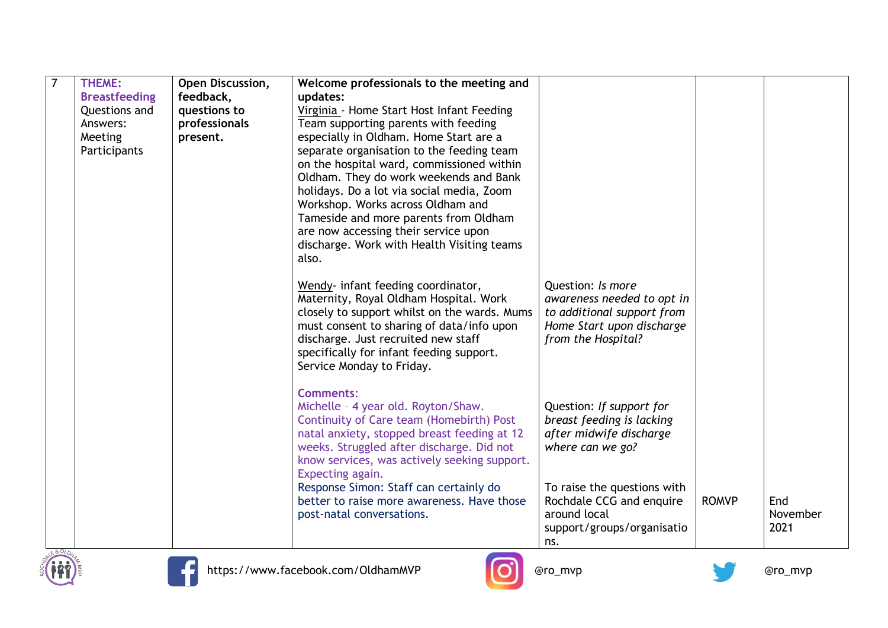| 7 | **THEME: Breastfeeding** Questions and Answers: Meeting Participants | **Open Discussion, feedback, questions to professionals present.** | **Welcome professionals to the meeting and updates:**<br>Virginia - Home Start Host Infant Feeding Team supporting parents with feeding especially in Oldham. Home Start are a separate organisation to the feeding team on the hospital ward, commissioned within Oldham. They do work weekends and Bank holidays. Do a lot via social media, Zoom Workshop. Works across Oldham and Tameside and more parents from Oldham are now accessing their service upon discharge. Work with Health Visiting teams also.<br><br>Wendy- infant feeding coordinator, Maternity, Royal Oldham Hospital. Work closely to support whilst on the wards. Mums must consent to sharing of data/info upon discharge. Just recruited new staff specifically for infant feeding support. Service Monday to Friday.<br><br>**Comments:**<br>Michelle – 4 year old. Royton/Shaw. Continuity of Care team (Homebirth) Post natal anxiety, stopped breast feeding at 12 weeks. Struggled after discharge. Did not know services, was actively seeking support. Expecting again.<br>Response Simon: Staff can certainly do better to raise more awareness. Have those post-natal conversations. | Question: *Is more awareness needed to opt in to additional support from Home Start upon discharge from the Hospital?*<br><br>Question: *If support for breast feeding is lacking after midwife discharge where can we go?*<br><br>To raise the questions with Rochdale CCG and enquire around local support/groups/organisations. | ROMVP | End November 2021 |
|---|---|---|---|---|---|---|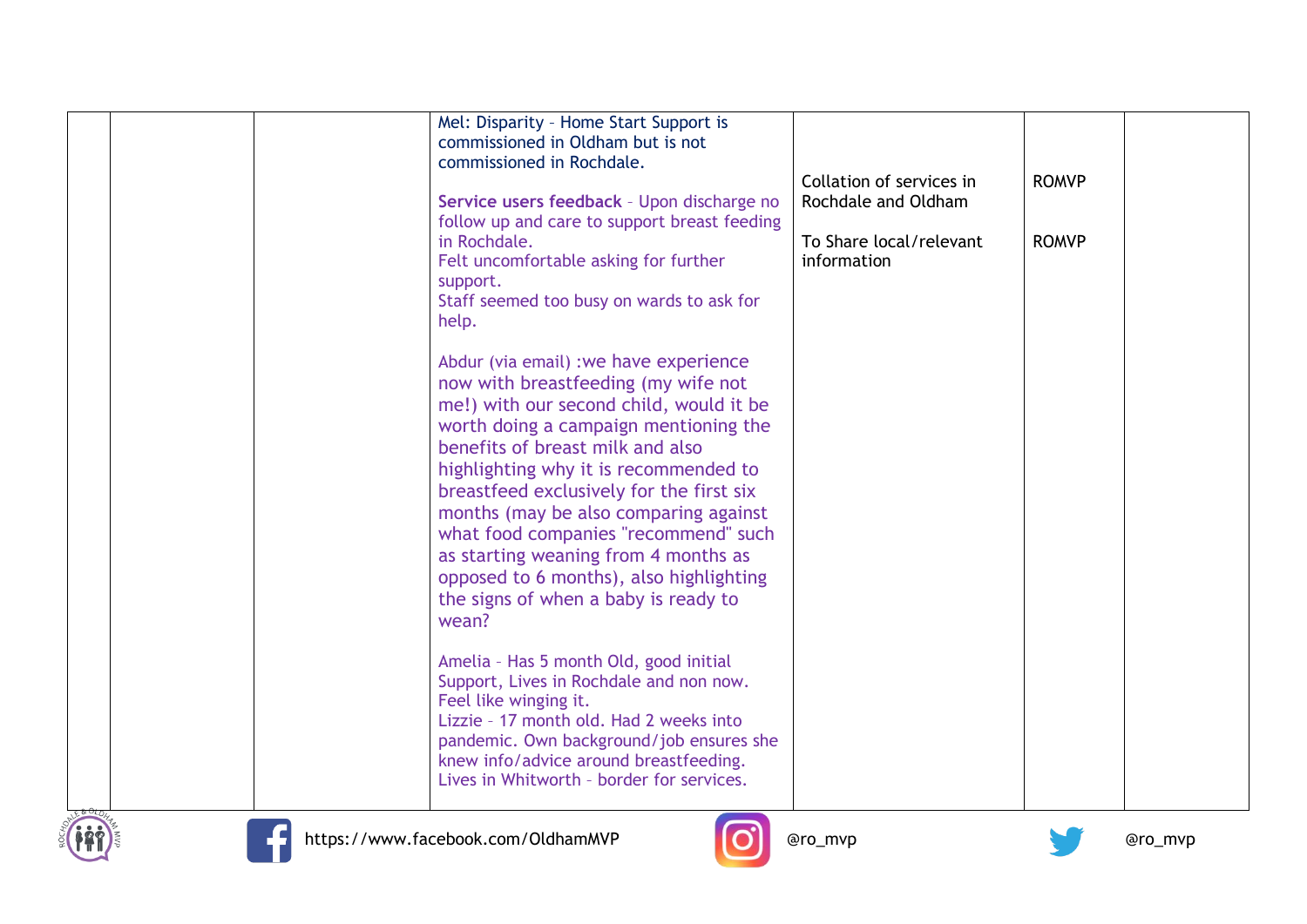|  |  |  | Mel: Disparity – Home Start Support is commissioned in Oldham but is not commissioned in Rochdale.<br><br>**Service users feedback** – Upon discharge no follow up and care to support breast feeding in Rochdale.<br>Felt uncomfortable asking for further support.<br>Staff seemed too busy on wards to ask for help.<br><br>Abdur (via email) :we have experience now with breastfeeding (my wife not me!) with our second child, would it be worth doing a campaign mentioning the benefits of breast milk and also highlighting why it is recommended to breastfeed exclusively for the first six months (may be also comparing against what food companies "recommend" such as starting weaning from 4 months as opposed to 6 months), also highlighting the signs of when a baby is ready to wean?<br><br>Amelia – Has 5 month Old, good initial Support, Lives in Rochdale and non now. Feel like winging it.<br>Lizzie – 17 month old. Had 2 weeks into pandemic. Own background/job ensures she knew info/advice around breastfeeding. Lives in Whitworth – border for services. | Collation of services in Rochdale and Oldham<br><br>To Share local/relevant information | ROMVP<br><br>ROMVP |  |
|---|---|---|---|---|---|---|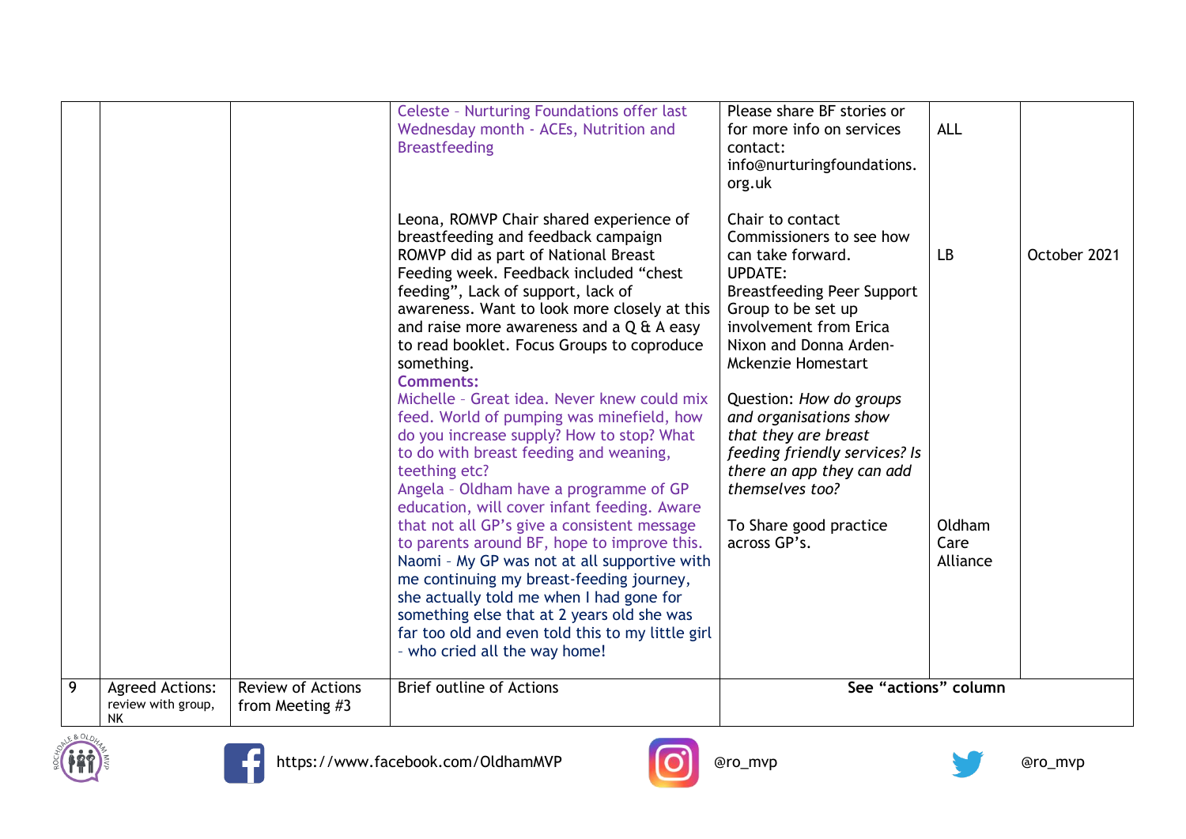| | | | | | | |
|---|---|---|---|---|---|---|
| | | | Celeste – Nurturing Foundations offer last Wednesday month - ACEs, Nutrition and Breastfeeding | Please share BF stories or for more info on services contact: info@nurturingfoundations.org.uk | ALL | |
| | | | Leona, ROMVP Chair shared experience of breastfeeding and feedback campaign ROMVP did as part of National Breast Feeding week. Feedback included "chest feeding", Lack of support, lack of awareness. Want to look more closely at this and raise more awareness and a Q & A easy to read booklet. Focus Groups to coproduce something.<br>**Comments:**<br>Michelle – Great idea. Never knew could mix feed. World of pumping was minefield, how do you increase supply? How to stop? What to do with breast feeding and weaning, teething etc?<br>Angela – Oldham have a programme of GP education, will cover infant feeding. Aware that not all GP's give a consistent message to parents around BF, hope to improve this.<br>Naomi – My GP was not at all supportive with me continuing my breast-feeding journey, she actually told me when I had gone for something else that at 2 years old she was far too old and even told this to my little girl - who cried all the way home! | Chair to contact Commissioners to see how can take forward.<br>UPDATE:<br>Breastfeeding Peer Support Group to be set up involvement from Erica Nixon and Donna Arden-Mckenzie Homestart<br><br>Question: *How do groups and organisations show that they are breast feeding friendly services? Is there an app they can add themselves too?*<br><br>To Share good practice across GP's. | LB<br><br><br><br><br><br><br>Oldham Care Alliance | October 2021 |
| 9 | Agreed Actions: review with group, NK | Review of Actions from Meeting #3 | Brief outline of Actions | **See "actions" column** | | |

https://www.facebook.com/OldhamMVP @ro_mvp @ro_mvp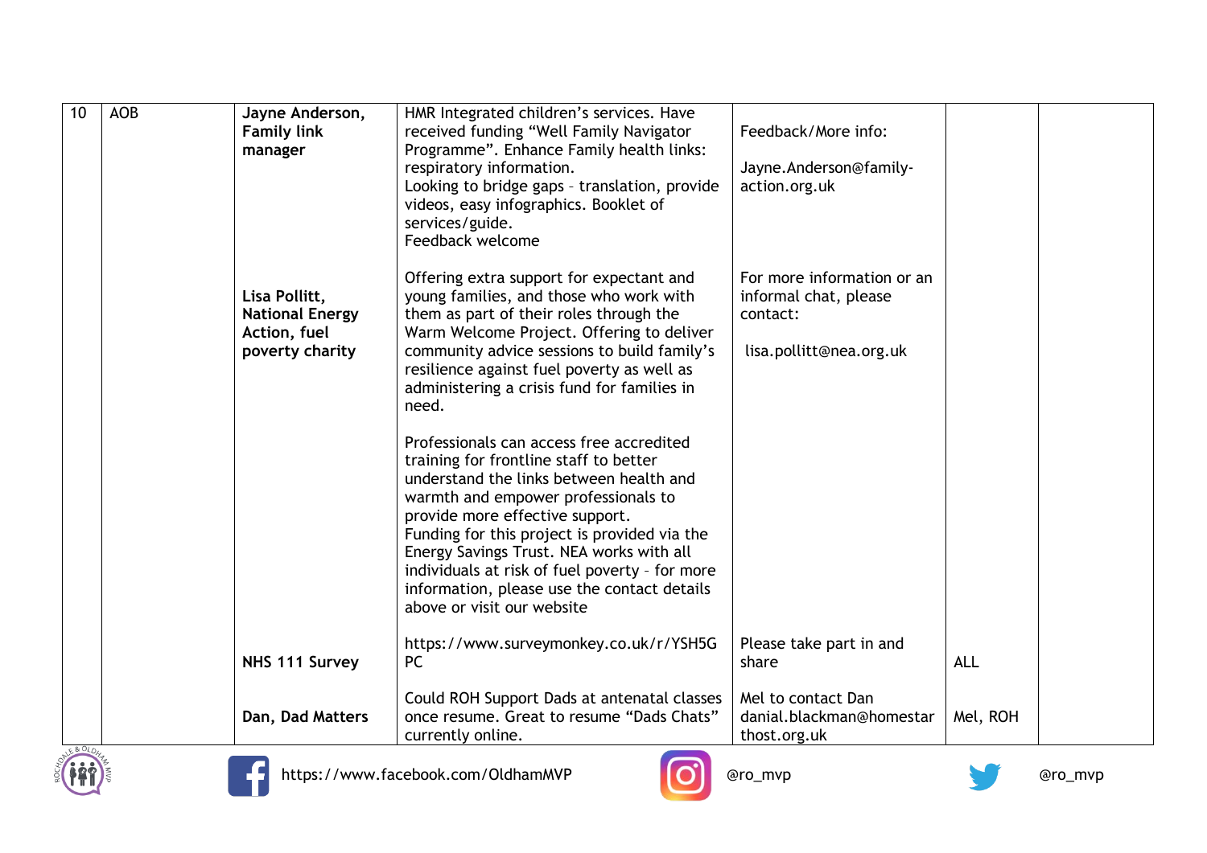| 10 | AOB | **Jayne Anderson, Family link manager** | HMR Integrated children's services. Have received funding "Well Family Navigator Programme". Enhance Family health links: respiratory information.<br>Looking to bridge gaps - translation, provide videos, easy infographics. Booklet of services/guide.<br>Feedback welcome | Feedback/More info:<br><br>Jayne.Anderson@family-action.org.uk | | |
|---|---|---|---|---|---|---|
| | | **Lisa Pollitt, National Energy Action, fuel poverty charity** | Offering extra support for expectant and young families, and those who work with them as part of their roles through the Warm Welcome Project. Offering to deliver community advice sessions to build family's resilience against fuel poverty as well as administering a crisis fund for families in need.<br><br>Professionals can access free accredited training for frontline staff to better understand the links between health and warmth and empower professionals to provide more effective support.<br>Funding for this project is provided via the Energy Savings Trust. NEA works with all individuals at risk of fuel poverty - for more information, please use the contact details above or visit our website | For more information or an informal chat, please contact:<br><br>lisa.pollitt@nea.org.uk | | |
| | | **NHS 111 Survey** | https://www.surveymonkey.co.uk/r/YSH5GPC | Please take part in and share | ALL | |
| | | **Dan, Dad Matters** | Could ROH Support Dads at antenatal classes once resume. Great to resume "Dads Chats" currently online. | Mel to contact Dan danial.blackman@homestarthost.org.uk | Mel, ROH | |

https://www.facebook.com/OldhamMVP @ro_mvp @ro_mvp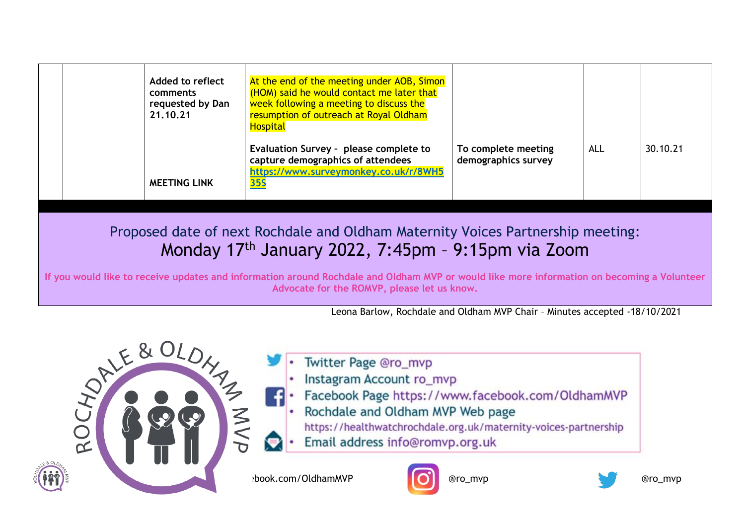|  |  | Added to reflect comments requested by Dan 21.10.21 | At the end of the meeting under AOB, Simon (HOM) said he would contact me later that week following a meeting to discuss the resumption of outreach at Royal Oldham Hospital |  |  |  |
|---|---|---|---|---|---|---|
|  |  | MEETING LINK | Evaluation Survey - please complete to capture demographics of attendees https://www.surveymonkey.co.uk/r/8WH535S | To complete meeting demographics survey | ALL | 30.10.21 |

Proposed date of next Rochdale and Oldham Maternity Voices Partnership meeting:
Monday 17th January 2022, 7:45pm – 9:15pm via Zoom

**If you would like to receive updates and information around Rochdale and Oldham MVP or would like more information on becoming a Volunteer Advocate for the ROMVP, please let us know.**

Leona Barlow, Rochdale and Oldham MVP Chair – Minutes accepted -18/10/2021

ROCHDALE & OLDHAM MVP

- Twitter Page @ro_mvp
- Instagram Account ro_mvp
- Facebook Page https://www.facebook.com/OldhamMVP
- Rochdale and Oldham MVP Web page https://healthwatchrochdale.org.uk/maternity-voices-partnership
- Email address info@romvp.org.uk

:book.com/OldhamMVP @ro_mvp @ro_mvp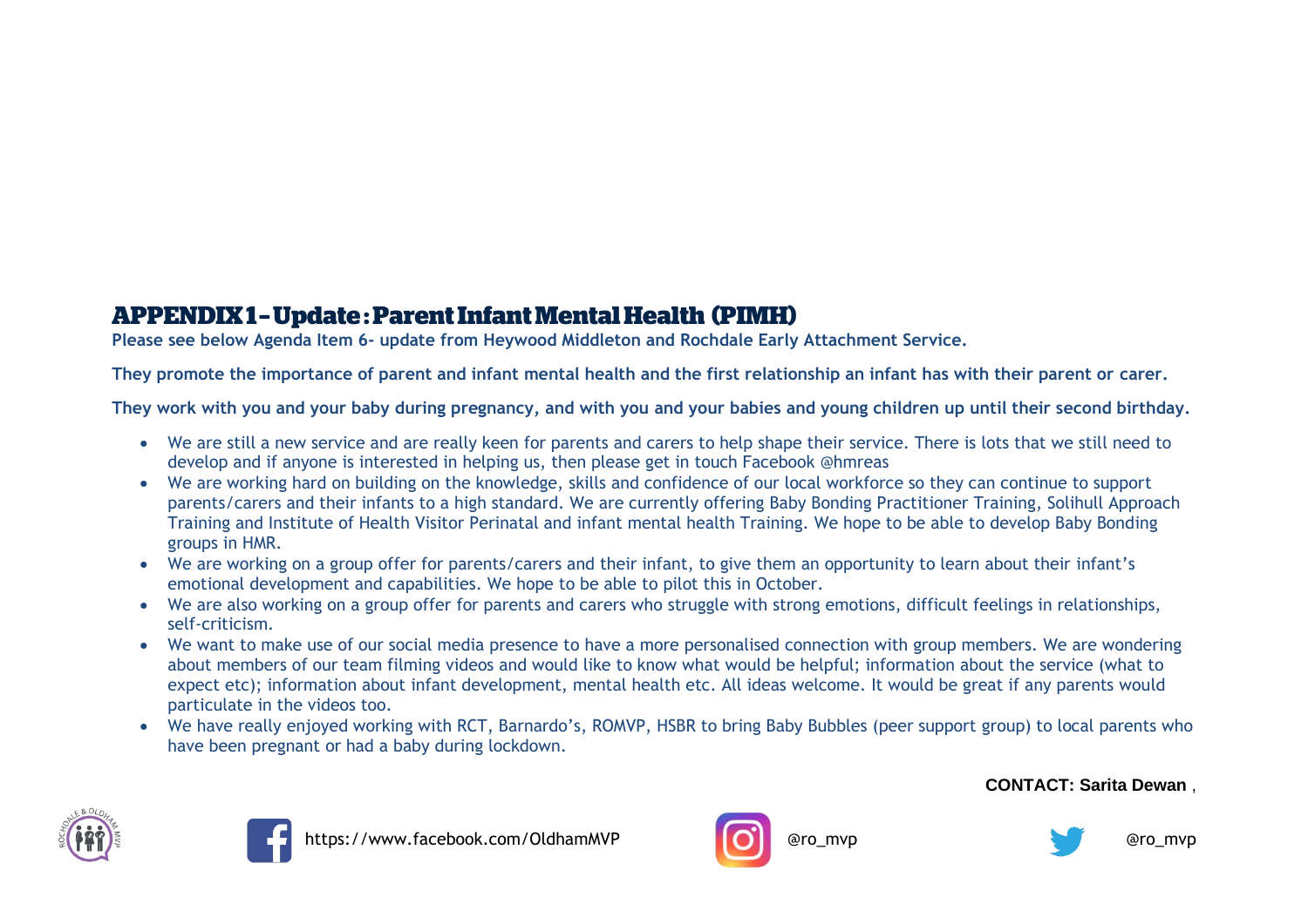# APPENDIX 1 – Update : Parent Infant Mental Health (PIMH)

**Please see below Agenda Item 6- update from Heywood Middleton and Rochdale Early Attachment Service.**

**They promote the importance of parent and infant mental health and the first relationship an infant has with their parent or carer.**

**They work with you and your baby during pregnancy, and with you and your babies and young children up until their second birthday.**

- We are still a new service and are really keen for parents and carers to help shape their service. There is lots that we still need to develop and if anyone is interested in helping us, then please get in touch Facebook @hmreas
- We are working hard on building on the knowledge, skills and confidence of our local workforce so they can continue to support parents/carers and their infants to a high standard. We are currently offering Baby Bonding Practitioner Training, Solihull Approach Training and Institute of Health Visitor Perinatal and infant mental health Training. We hope to be able to develop Baby Bonding groups in HMR.
- We are working on a group offer for parents/carers and their infant, to give them an opportunity to learn about their infant's emotional development and capabilities. We hope to be able to pilot this in October.
- We are also working on a group offer for parents and carers who struggle with strong emotions, difficult feelings in relationships, self-criticism.
- We want to make use of our social media presence to have a more personalised connection with group members. We are wondering about members of our team filming videos and would like to know what would be helpful; information about the service (what to expect etc); information about infant development, mental health etc. All ideas welcome. It would be great if any parents would particulate in the videos too.
- We have really enjoyed working with RCT, Barnardo's, ROMVP, HSBR to bring Baby Bubbles (peer support group) to local parents who have been pregnant or had a baby during lockdown.

**CONTACT: Sarita Dewan** ,

https://www.facebook.com/OldhamMVP

@ro_mvp

@ro_mvp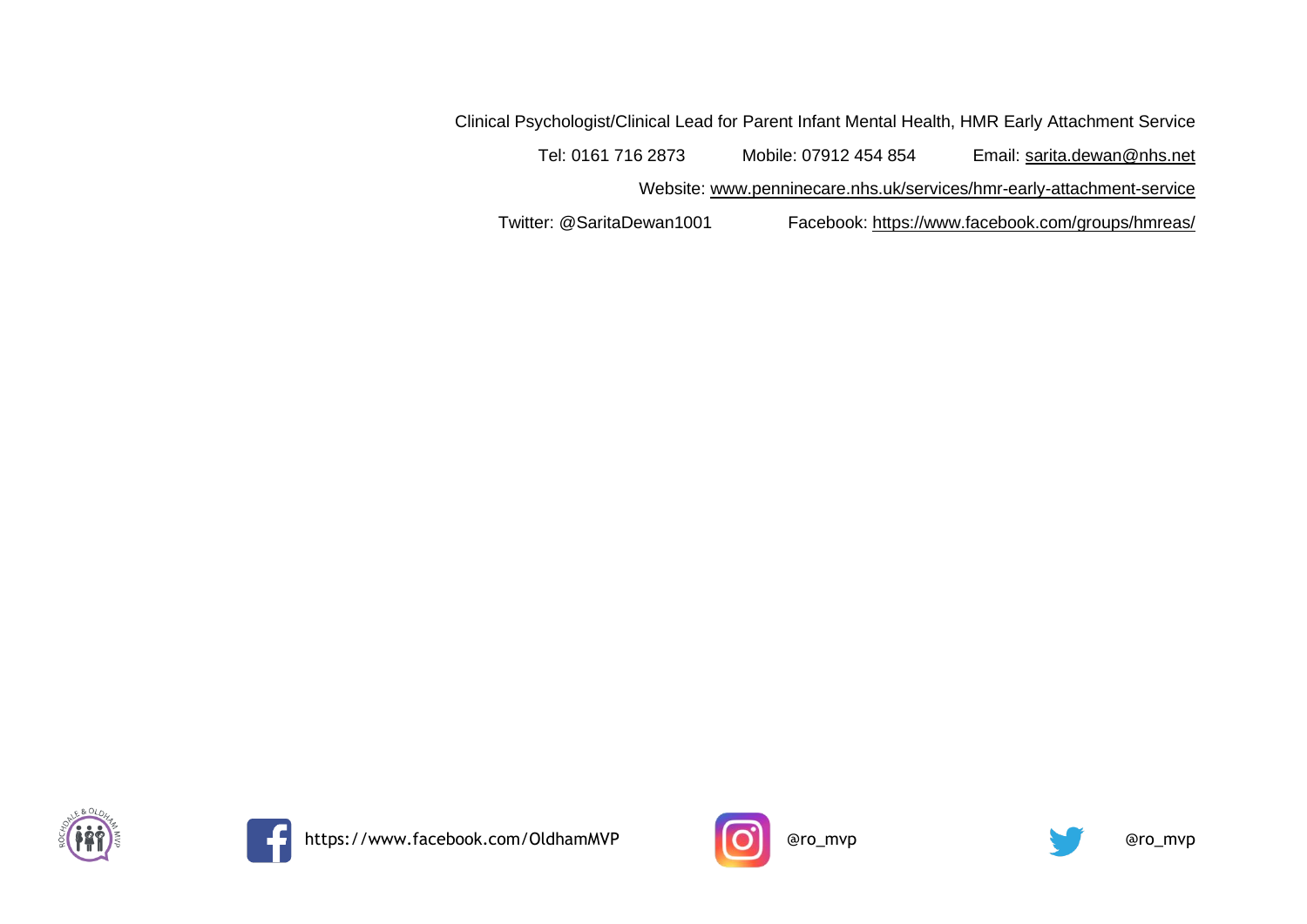Clinical Psychologist/Clinical Lead for Parent Infant Mental Health, HMR Early Attachment Service

Tel: 0161 716 2873 Mobile: 07912 454 854 Email: sarita.dewan@nhs.net

Website: www.penninecare.nhs.uk/services/hmr-early-attachment-service

Twitter: @SaritaDewan1001 Facebook: https://www.facebook.com/groups/hmreas/

https://www.facebook.com/OldhamMVP @ro_mvp @ro_mvp